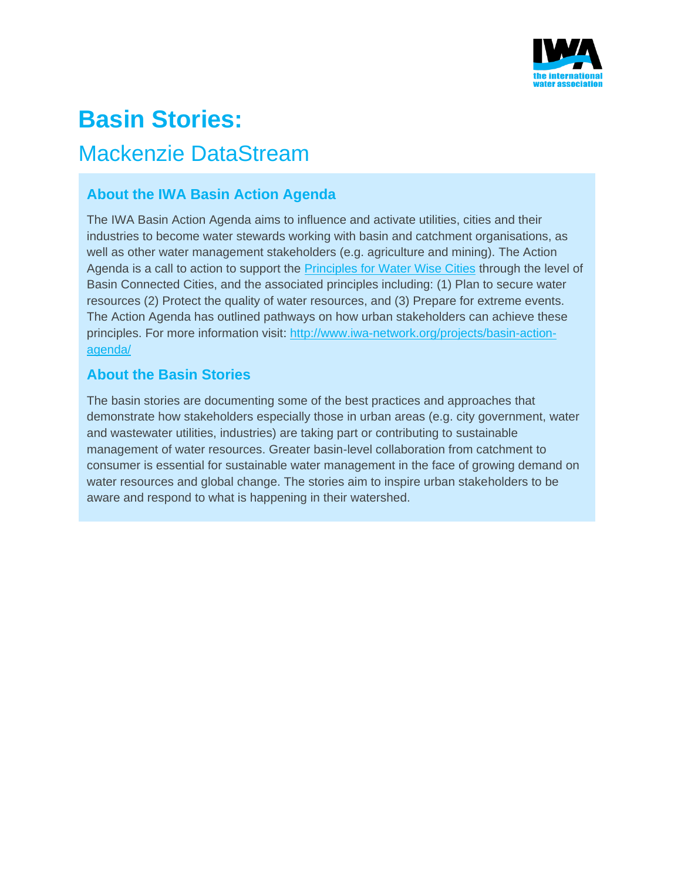# Basin Stories:

## Mackenzie DataStream

### About the IWA Basin Action Agenda

The IWA Basin Action Agenda aims to influence and activate utilities, cities and their industries to become water stewards working with basin and catchment organisations, as well as other water management stakeholders (e.g. agriculture and mining). The Action Agenda is a call to action to support the [Principles for Water Wise Cities] through the level of Basin Connected Cities, and the associated principles including: (1) Plan to secure water resources (2) Protect the quality of water resources, and (3) Prepare for extreme events. The Action Agenda has outlined pathways on how urban stakeholders can achieve these principles. For more information visit: http://www.iwa-network.org/projects/basin-action-agenda/

### About the Basin Stories

The basin stories are documenting some of the best practices and approaches that demonstrate how stakeholders especially those in urban areas (e.g. city government, water and wastewater utilities, industries) are taking part or contributing to sustainable management of water resources. Greater basin-level collaboration from catchment to consumer is essential for sustainable water management in the face of growing demand on water resources and global change. The stories aim to inspire urban stakeholders to be aware and respond to what is happening in their watershed.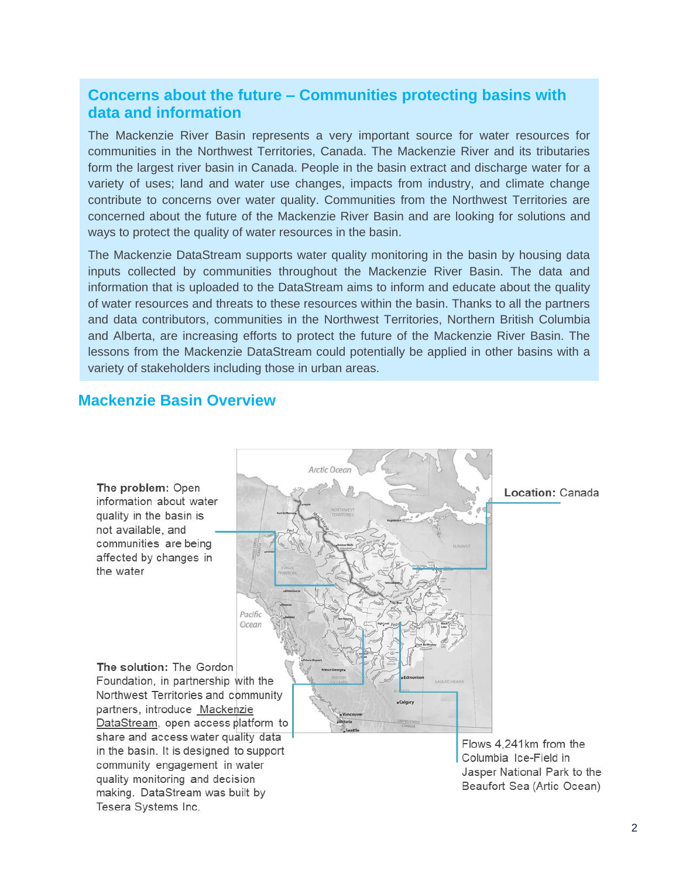## Concerns about the future – Communities protecting basins with data and information

The Mackenzie River Basin represents a very important source for water resources for communities in the Northwest Territories, Canada. The Mackenzie River and its tributaries form the largest river basin in Canada. People in the basin extract and discharge water for a variety of uses; land and water use changes, impacts from industry, and climate change contribute to concerns over water quality. Communities from the Northwest Territories are concerned about the future of the Mackenzie River Basin and are looking for solutions and ways to protect the quality of water resources in the basin.

The Mackenzie DataStream supports water quality monitoring in the basin by housing data inputs collected by communities throughout the Mackenzie River Basin. The data and information that is uploaded to the DataStream aims to inform and educate about the quality of water resources and threats to these resources within the basin. Thanks to all the partners and data contributors, communities in the Northwest Territories, Northern British Columbia and Alberta, are increasing efforts to protect the future of the Mackenzie River Basin. The lessons from the Mackenzie DataStream could potentially be applied in other basins with a variety of stakeholders including those in urban areas.

## Mackenzie Basin Overview

**The problem:** Open information about water quality in the basin is not available, and communities are being affected by changes in the water

**Location:** Canada

**The solution:** The Gordon Foundation, in partnership with the Northwest Territories and community partners, introduce Mackenzie DataStream, open access platform to share and access water quality data in the basin. It is designed to support community engagement in water quality monitoring and decision making. DataStream was built by Tesera Systems Inc.

Flows 4,241km from the Columbia Ice-Field in Jasper National Park to the Beaufort Sea (Artic Ocean)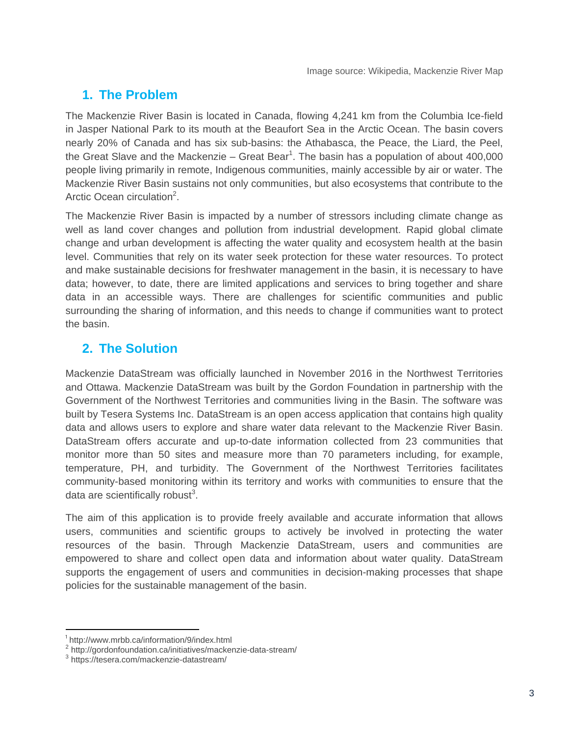Image source: Wikipedia, Mackenzie River Map

## 1. The Problem

The Mackenzie River Basin is located in Canada, flowing 4,241 km from the Columbia Ice-field in Jasper National Park to its mouth at the Beaufort Sea in the Arctic Ocean. The basin covers nearly 20% of Canada and has six sub-basins: the Athabasca, the Peace, the Liard, the Peel, the Great Slave and the Mackenzie – Great Bear[1]. The basin has a population of about 400,000 people living primarily in remote, Indigenous communities, mainly accessible by air or water. The Mackenzie River Basin sustains not only communities, but also ecosystems that contribute to the Arctic Ocean circulation[2].

The Mackenzie River Basin is impacted by a number of stressors including climate change as well as land cover changes and pollution from industrial development. Rapid global climate change and urban development is affecting the water quality and ecosystem health at the basin level. Communities that rely on its water seek protection for these water resources. To protect and make sustainable decisions for freshwater management in the basin, it is necessary to have data; however, to date, there are limited applications and services to bring together and share data in an accessible ways. There are challenges for scientific communities and public surrounding the sharing of information, and this needs to change if communities want to protect the basin.

## 2. The Solution

Mackenzie DataStream was officially launched in November 2016 in the Northwest Territories and Ottawa. Mackenzie DataStream was built by the Gordon Foundation in partnership with the Government of the Northwest Territories and communities living in the Basin. The software was built by Tesera Systems Inc. DataStream is an open access application that contains high quality data and allows users to explore and share water data relevant to the Mackenzie River Basin. DataStream offers accurate and up-to-date information collected from 23 communities that monitor more than 50 sites and measure more than 70 parameters including, for example, temperature, PH, and turbidity. The Government of the Northwest Territories facilitates community-based monitoring within its territory and works with communities to ensure that the data are scientifically robust[3].

The aim of this application is to provide freely available and accurate information that allows users, communities and scientific groups to actively be involved in protecting the water resources of the basin. Through Mackenzie DataStream, users and communities are empowered to share and collect open data and information about water quality. DataStream supports the engagement of users and communities in decision-making processes that shape policies for the sustainable management of the basin.

---

[1] http://www.mrbb.ca/information/9/index.html
[2] http://gordonfoundation.ca/initiatives/mackenzie-data-stream/
[3] https://tesera.com/mackenzie-datastream/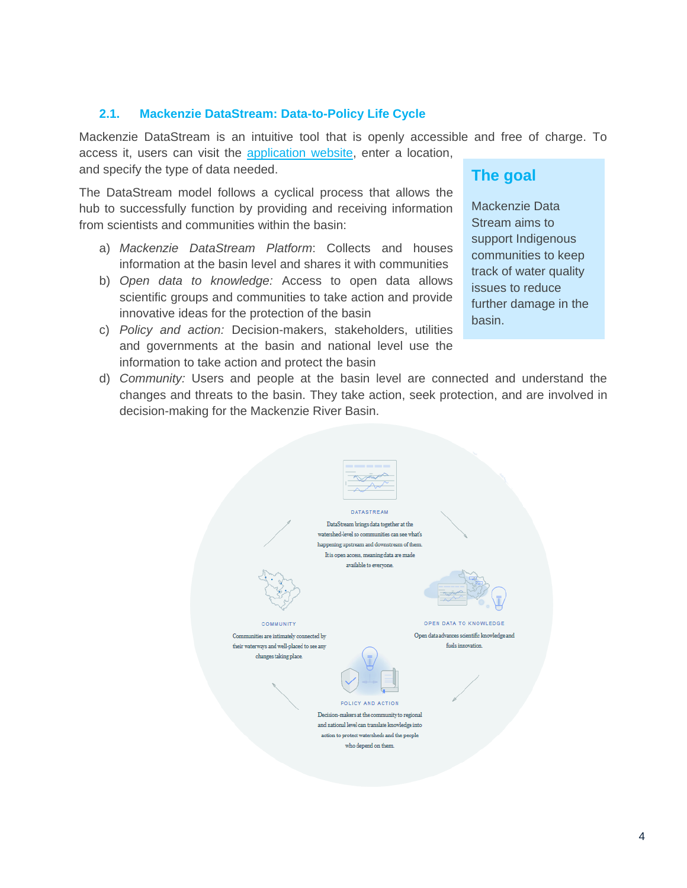## 2.1. Mackenzie DataStream: Data-to-Policy Life Cycle

Mackenzie DataStream is an intuitive tool that is openly accessible and free of charge. To access it, users can visit the application website, enter a location, and specify the type of data needed.

The DataStream model follows a cyclical process that allows the hub to successfully function by providing and receiving information from scientists and communities within the basin:

a) *Mackenzie DataStream Platform*: Collects and houses information at the basin level and shares it with communities
b) *Open data to knowledge:* Access to open data allows scientific groups and communities to take action and provide innovative ideas for the protection of the basin
c) *Policy and action:* Decision-makers, stakeholders, utilities and governments at the basin and national level use the information to take action and protect the basin
d) *Community:* Users and people at the basin level are connected and understand the changes and threats to the basin. They take action, seek protection, and are involved in decision-making for the Mackenzie River Basin.

> **The goal**
>
> Mackenzie Data Stream aims to support Indigenous communities to keep track of water quality issues to reduce further damage in the basin.

DATASTREAM

DataStream brings data together at the watershed-level so communities can see what's happening upstream and downstream of them. It is open access, meaning data are made available to everyone.

OPEN DATA TO KNOWLEDGE

Open data advances scientific knowledge and fuels innovation.

POLICY AND ACTION

Decision-makers at the community to regional and national level can translate knowledge into action to protect watersheds and the people who depend on them.

COMMUNITY

Communities are intimately connected by their waterways and well-placed to see any changes taking place.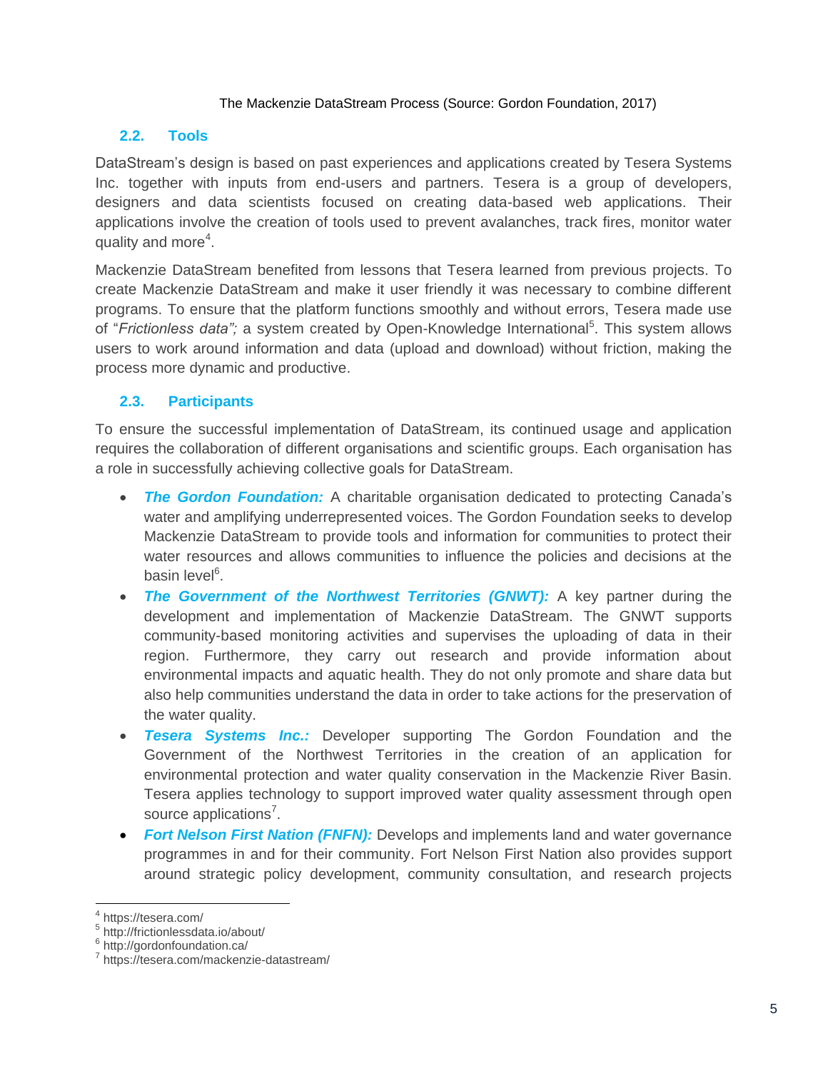The Mackenzie DataStream Process (Source: Gordon Foundation, 2017)

### 2.2. Tools

DataStream's design is based on past experiences and applications created by Tesera Systems Inc. together with inputs from end-users and partners. Tesera is a group of developers, designers and data scientists focused on creating data-based web applications. Their applications involve the creation of tools used to prevent avalanches, track fires, monitor water quality and more[4].

Mackenzie DataStream benefited from lessons that Tesera learned from previous projects. To create Mackenzie DataStream and make it user friendly it was necessary to combine different programs. To ensure that the platform functions smoothly and without errors, Tesera made use of "*Frictionless data";* a system created by Open-Knowledge International[5]. This system allows users to work around information and data (upload and download) without friction, making the process more dynamic and productive.

### 2.3. Participants

To ensure the successful implementation of DataStream, its continued usage and application requires the collaboration of different organisations and scientific groups. Each organisation has a role in successfully achieving collective goals for DataStream.

- ***The Gordon Foundation:*** A charitable organisation dedicated to protecting Canada's water and amplifying underrepresented voices. The Gordon Foundation seeks to develop Mackenzie DataStream to provide tools and information for communities to protect their water resources and allows communities to influence the policies and decisions at the basin level[6].
- ***The Government of the Northwest Territories (GNWT):*** A key partner during the development and implementation of Mackenzie DataStream. The GNWT supports community-based monitoring activities and supervises the uploading of data in their region. Furthermore, they carry out research and provide information about environmental impacts and aquatic health. They do not only promote and share data but also help communities understand the data in order to take actions for the preservation of the water quality.
- ***Tesera Systems Inc.:*** Developer supporting The Gordon Foundation and the Government of the Northwest Territories in the creation of an application for environmental protection and water quality conservation in the Mackenzie River Basin. Tesera applies technology to support improved water quality assessment through open source applications[7].
- ***Fort Nelson First Nation (FNFN):*** Develops and implements land and water governance programmes in and for their community. Fort Nelson First Nation also provides support around strategic policy development, community consultation, and research projects

[4] https://tesera.com/
[5] http://frictionlessdata.io/about/
[6] http://gordonfoundation.ca/
[7] https://tesera.com/mackenzie-datastream/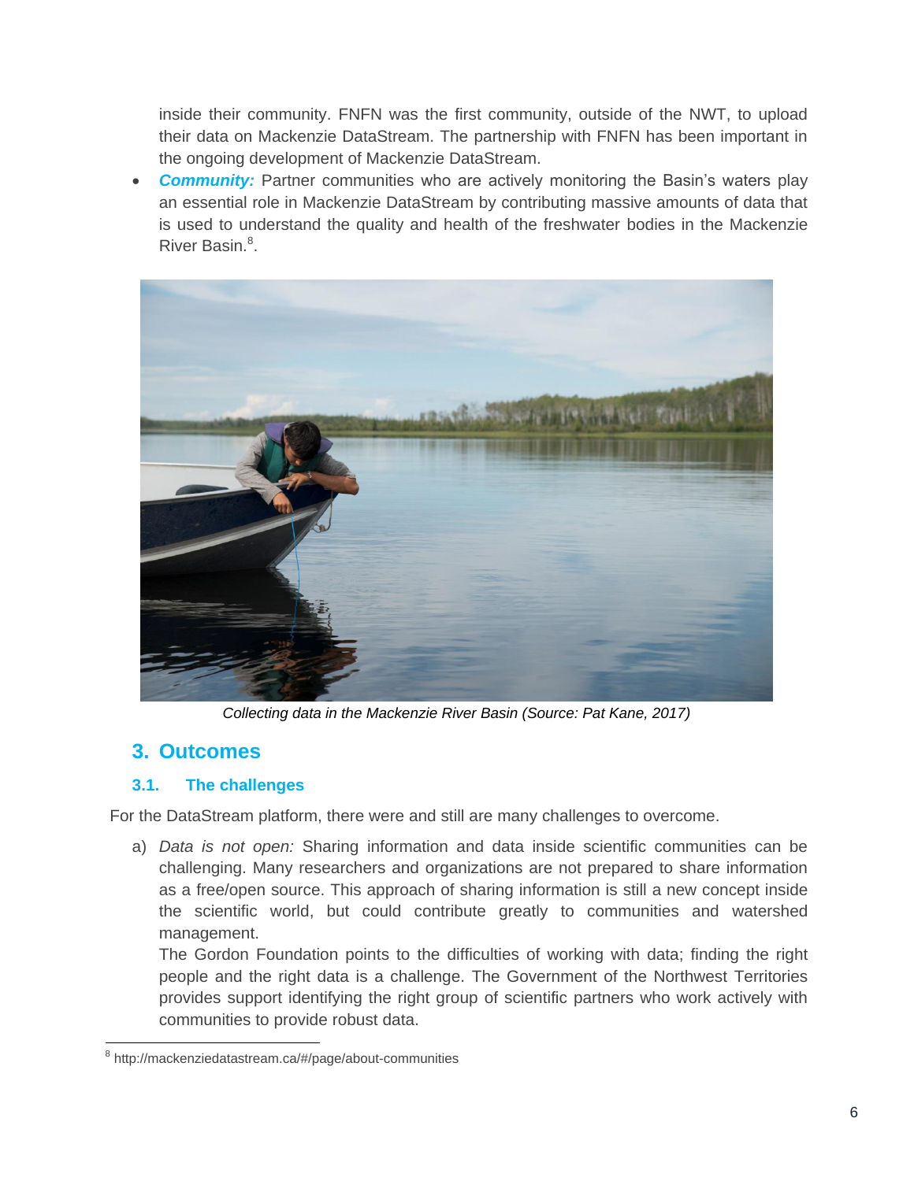inside their community. FNFN was the first community, outside of the NWT, to upload their data on Mackenzie DataStream. The partnership with FNFN has been important in the ongoing development of Mackenzie DataStream.

- ***Community:*** Partner communities who are actively monitoring the Basin's waters play an essential role in Mackenzie DataStream by contributing massive amounts of data that is used to understand the quality and health of the freshwater bodies in the Mackenzie River Basin.[8].

Collecting data in the Mackenzie River Basin (Source: Pat Kane, 2017)

## 3. Outcomes

### 3.1. The challenges

For the DataStream platform, there were and still are many challenges to overcome.

a) *Data is not open:* Sharing information and data inside scientific communities can be challenging. Many researchers and organizations are not prepared to share information as a free/open source. This approach of sharing information is still a new concept inside the scientific world, but could contribute greatly to communities and watershed management.
The Gordon Foundation points to the difficulties of working with data; finding the right people and the right data is a challenge. The Government of the Northwest Territories provides support identifying the right group of scientific partners who work actively with communities to provide robust data.

[8] http://mackenziedatastream.ca/#/page/about-communities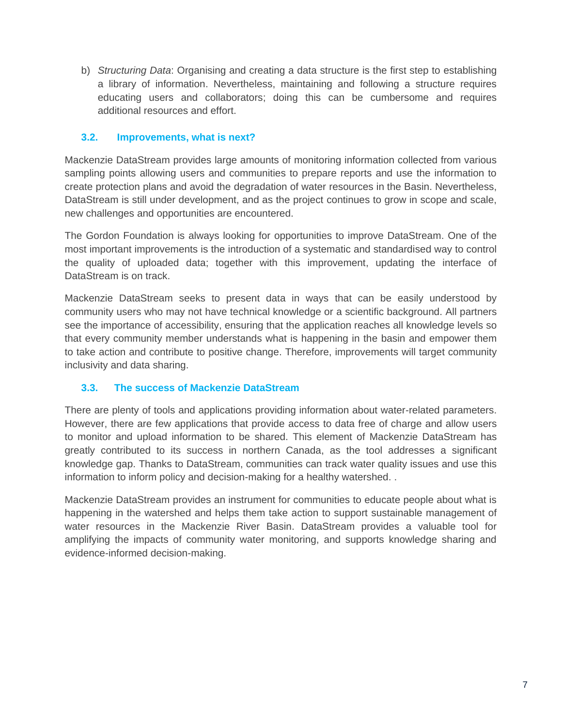b) *Structuring Data*: Organising and creating a data structure is the first step to establishing a library of information. Nevertheless, maintaining and following a structure requires educating users and collaborators; doing this can be cumbersome and requires additional resources and effort.

### 3.2. Improvements, what is next?

Mackenzie DataStream provides large amounts of monitoring information collected from various sampling points allowing users and communities to prepare reports and use the information to create protection plans and avoid the degradation of water resources in the Basin. Nevertheless, DataStream is still under development, and as the project continues to grow in scope and scale, new challenges and opportunities are encountered.

The Gordon Foundation is always looking for opportunities to improve DataStream. One of the most important improvements is the introduction of a systematic and standardised way to control the quality of uploaded data; together with this improvement, updating the interface of DataStream is on track.

Mackenzie DataStream seeks to present data in ways that can be easily understood by community users who may not have technical knowledge or a scientific background. All partners see the importance of accessibility, ensuring that the application reaches all knowledge levels so that every community member understands what is happening in the basin and empower them to take action and contribute to positive change. Therefore, improvements will target community inclusivity and data sharing.

### 3.3. The success of Mackenzie DataStream

There are plenty of tools and applications providing information about water-related parameters. However, there are few applications that provide access to data free of charge and allow users to monitor and upload information to be shared. This element of Mackenzie DataStream has greatly contributed to its success in northern Canada, as the tool addresses a significant knowledge gap. Thanks to DataStream, communities can track water quality issues and use this information to inform policy and decision-making for a healthy watershed. .

Mackenzie DataStream provides an instrument for communities to educate people about what is happening in the watershed and helps them take action to support sustainable management of water resources in the Mackenzie River Basin. DataStream provides a valuable tool for amplifying the impacts of community water monitoring, and supports knowledge sharing and evidence-informed decision-making.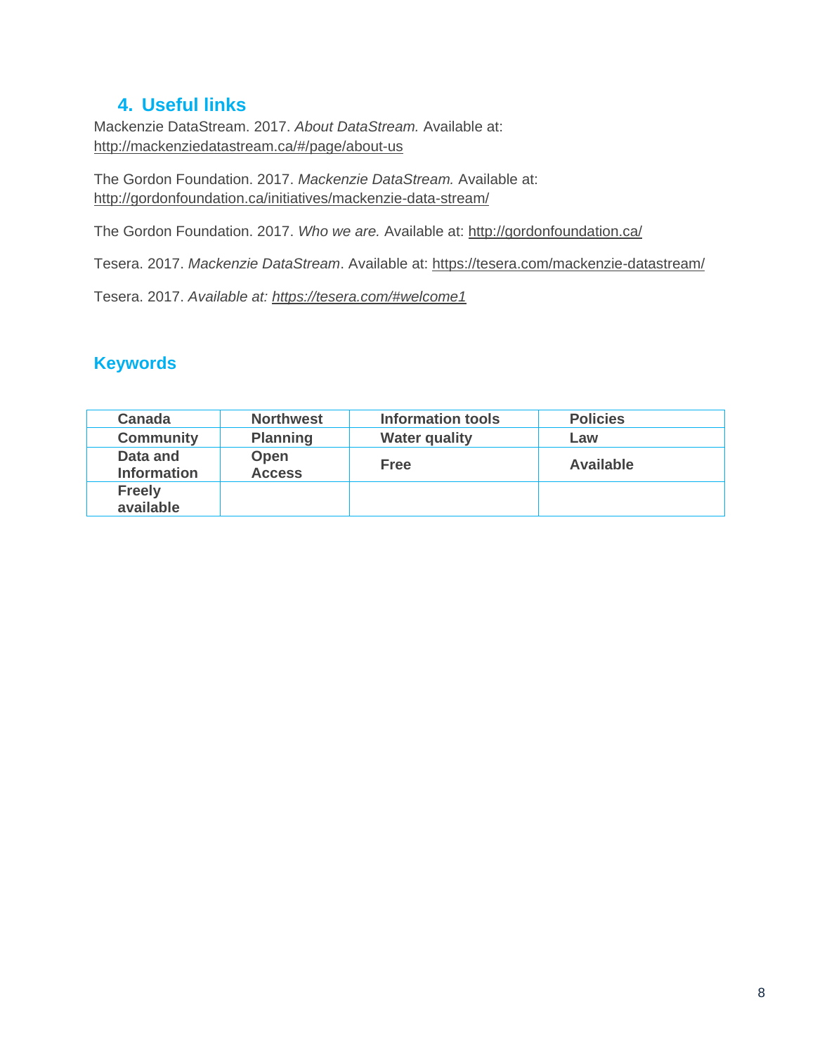## 4. Useful links

Mackenzie DataStream. 2017. *About DataStream.* Available at: http://mackenziedatastream.ca/#/page/about-us

The Gordon Foundation. 2017. *Mackenzie DataStream.* Available at: http://gordonfoundation.ca/initiatives/mackenzie-data-stream/

The Gordon Foundation. 2017. *Who we are.* Available at: http://gordonfoundation.ca/

Tesera. 2017. *Mackenzie DataStream*. Available at: https://tesera.com/mackenzie-datastream/

Tesera. 2017. *Available at: https://tesera.com/#welcome1*

## Keywords

| | | | |
|---|---|---|---|
| **Canada** | **Northwest** | **Information tools** | **Policies** |
| **Community** | **Planning** | **Water quality** | **Law** |
| **Data and Information** | **Open Access** | **Free** | **Available** |
| **Freely available** | | | |